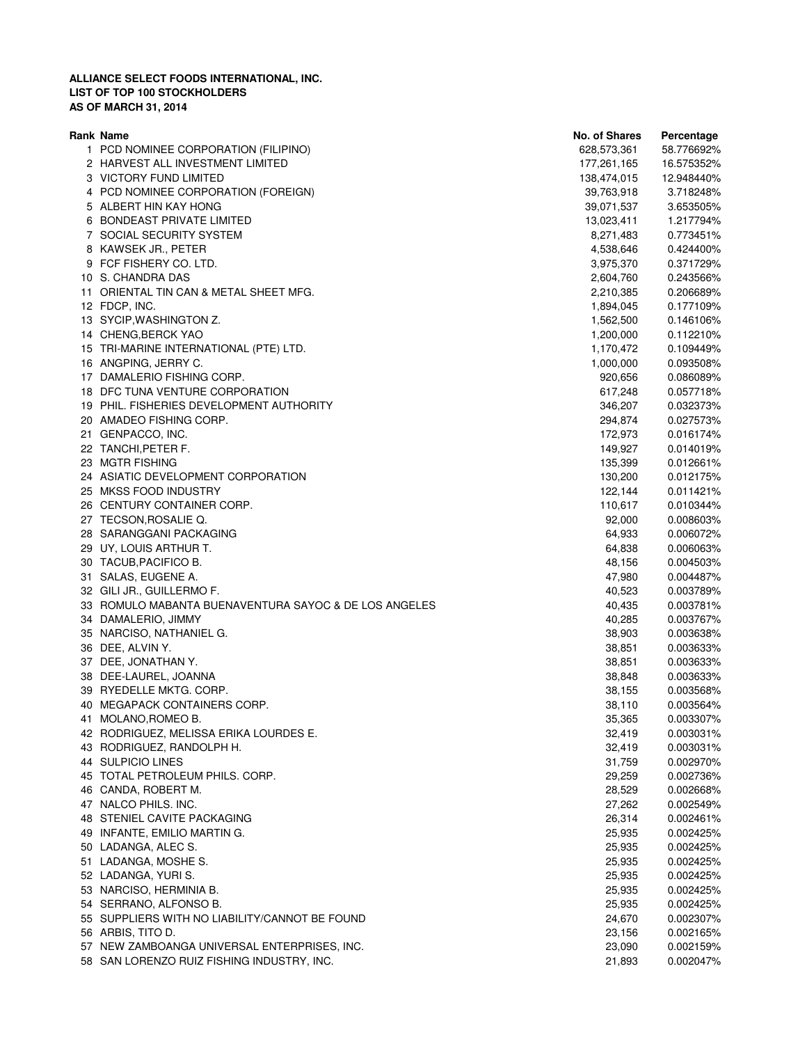**ALLIANCE SELECT FOODS INTERNATIONAL, INC.**
**LIST OF TOP 100 STOCKHOLDERS**
**AS OF MARCH 31, 2014**

| Rank | Name | No. of Shares | Percentage |
|---|---|---|---|
| 1 | PCD NOMINEE CORPORATION (FILIPINO) | 628,573,361 | 58.776692% |
| 2 | HARVEST ALL INVESTMENT LIMITED | 177,261,165 | 16.575352% |
| 3 | VICTORY FUND LIMITED | 138,474,015 | 12.948440% |
| 4 | PCD NOMINEE CORPORATION (FOREIGN) | 39,763,918 | 3.718248% |
| 5 | ALBERT HIN KAY HONG | 39,071,537 | 3.653505% |
| 6 | BONDEAST PRIVATE LIMITED | 13,023,411 | 1.217794% |
| 7 | SOCIAL SECURITY SYSTEM | 8,271,483 | 0.773451% |
| 8 | KAWSEK JR., PETER | 4,538,646 | 0.424400% |
| 9 | FCF FISHERY CO. LTD. | 3,975,370 | 0.371729% |
| 10 | S. CHANDRA DAS | 2,604,760 | 0.243566% |
| 11 | ORIENTAL TIN CAN & METAL SHEET MFG. | 2,210,385 | 0.206689% |
| 12 | FDCP, INC. | 1,894,045 | 0.177109% |
| 13 | SYCIP,WASHINGTON Z. | 1,562,500 | 0.146106% |
| 14 | CHENG,BERCK YAO | 1,200,000 | 0.112210% |
| 15 | TRI-MARINE INTERNATIONAL (PTE) LTD. | 1,170,472 | 0.109449% |
| 16 | ANGPING, JERRY C. | 1,000,000 | 0.093508% |
| 17 | DAMALERIO FISHING CORP. | 920,656 | 0.086089% |
| 18 | DFC TUNA VENTURE CORPORATION | 617,248 | 0.057718% |
| 19 | PHIL. FISHERIES DEVELOPMENT AUTHORITY | 346,207 | 0.032373% |
| 20 | AMADEO FISHING CORP. | 294,874 | 0.027573% |
| 21 | GENPACCO, INC. | 172,973 | 0.016174% |
| 22 | TANCHI,PETER F. | 149,927 | 0.014019% |
| 23 | MGTR FISHING | 135,399 | 0.012661% |
| 24 | ASIATIC DEVELOPMENT CORPORATION | 130,200 | 0.012175% |
| 25 | MKSS FOOD INDUSTRY | 122,144 | 0.011421% |
| 26 | CENTURY CONTAINER CORP. | 110,617 | 0.010344% |
| 27 | TECSON,ROSALIE Q. | 92,000 | 0.008603% |
| 28 | SARANGGANI PACKAGING | 64,933 | 0.006072% |
| 29 | UY, LOUIS ARTHUR T. | 64,838 | 0.006063% |
| 30 | TACUB,PACIFICO B. | 48,156 | 0.004503% |
| 31 | SALAS, EUGENE A. | 47,980 | 0.004487% |
| 32 | GILI JR., GUILLERMO F. | 40,523 | 0.003789% |
| 33 | ROMULO MABANTA BUENAVENTURA SAYOC & DE LOS ANGELES | 40,435 | 0.003781% |
| 34 | DAMALERIO, JIMMY | 40,285 | 0.003767% |
| 35 | NARCISO, NATHANIEL G. | 38,903 | 0.003638% |
| 36 | DEE, ALVIN Y. | 38,851 | 0.003633% |
| 37 | DEE, JONATHAN Y. | 38,851 | 0.003633% |
| 38 | DEE-LAUREL, JOANNA | 38,848 | 0.003633% |
| 39 | RYEDELLE MKTG. CORP. | 38,155 | 0.003568% |
| 40 | MEGAPACK CONTAINERS CORP. | 38,110 | 0.003564% |
| 41 | MOLANO,ROMEO B. | 35,365 | 0.003307% |
| 42 | RODRIGUEZ, MELISSA ERIKA LOURDES E. | 32,419 | 0.003031% |
| 43 | RODRIGUEZ, RANDOLPH H. | 32,419 | 0.003031% |
| 44 | SULPICIO LINES | 31,759 | 0.002970% |
| 45 | TOTAL PETROLEUM PHILS. CORP. | 29,259 | 0.002736% |
| 46 | CANDA, ROBERT M. | 28,529 | 0.002668% |
| 47 | NALCO PHILS. INC. | 27,262 | 0.002549% |
| 48 | STENIEL CAVITE PACKAGING | 26,314 | 0.002461% |
| 49 | INFANTE, EMILIO MARTIN G. | 25,935 | 0.002425% |
| 50 | LADANGA, ALEC S. | 25,935 | 0.002425% |
| 51 | LADANGA, MOSHE S. | 25,935 | 0.002425% |
| 52 | LADANGA, YURI S. | 25,935 | 0.002425% |
| 53 | NARCISO, HERMINIA B. | 25,935 | 0.002425% |
| 54 | SERRANO, ALFONSO B. | 25,935 | 0.002425% |
| 55 | SUPPLIERS WITH NO LIABILITY/CANNOT BE FOUND | 24,670 | 0.002307% |
| 56 | ARBIS, TITO D. | 23,156 | 0.002165% |
| 57 | NEW ZAMBOANGA UNIVERSAL ENTERPRISES, INC. | 23,090 | 0.002159% |
| 58 | SAN LORENZO RUIZ FISHING INDUSTRY, INC. | 21,893 | 0.002047% |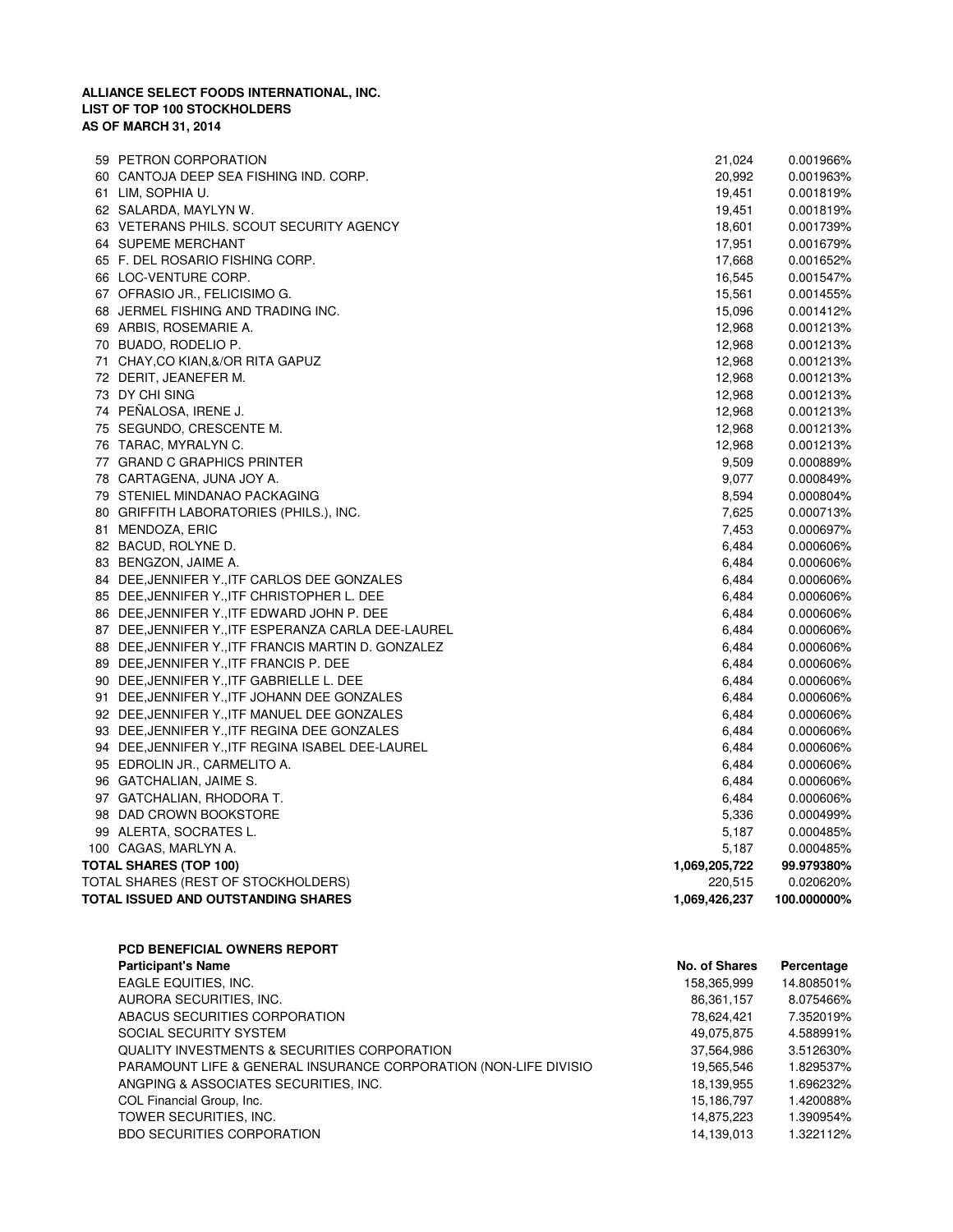**ALLIANCE SELECT FOODS INTERNATIONAL, INC.**
**LIST OF TOP 100 STOCKHOLDERS**
**AS OF MARCH 31, 2014**

| | | | |
|---|---|---|---|
| 59 | PETRON CORPORATION | 21,024 | 0.001966% |
| 60 | CANTOJA DEEP SEA FISHING IND. CORP. | 20,992 | 0.001963% |
| 61 | LIM, SOPHIA U. | 19,451 | 0.001819% |
| 62 | SALARDA, MAYLYN W. | 19,451 | 0.001819% |
| 63 | VETERANS PHILS. SCOUT SECURITY AGENCY | 18,601 | 0.001739% |
| 64 | SUPEME MERCHANT | 17,951 | 0.001679% |
| 65 | F. DEL ROSARIO FISHING CORP. | 17,668 | 0.001652% |
| 66 | LOC-VENTURE CORP. | 16,545 | 0.001547% |
| 67 | OFRASIO JR., FELICISIMO G. | 15,561 | 0.001455% |
| 68 | JERMEL FISHING AND TRADING INC. | 15,096 | 0.001412% |
| 69 | ARBIS, ROSEMARIE A. | 12,968 | 0.001213% |
| 70 | BUADO, RODELIO P. | 12,968 | 0.001213% |
| 71 | CHAY,CO KIAN,&/OR RITA GAPUZ | 12,968 | 0.001213% |
| 72 | DERIT, JEANEFER M. | 12,968 | 0.001213% |
| 73 | DY CHI SING | 12,968 | 0.001213% |
| 74 | PEÑALOSA, IRENE J. | 12,968 | 0.001213% |
| 75 | SEGUNDO, CRESCENTE M. | 12,968 | 0.001213% |
| 76 | TARAC, MYRALYN C. | 12,968 | 0.001213% |
| 77 | GRAND C GRAPHICS PRINTER | 9,509 | 0.000889% |
| 78 | CARTAGENA, JUNA JOY A. | 9,077 | 0.000849% |
| 79 | STENIEL MINDANAO PACKAGING | 8,594 | 0.000804% |
| 80 | GRIFFITH LABORATORIES (PHILS.), INC. | 7,625 | 0.000713% |
| 81 | MENDOZA, ERIC | 7,453 | 0.000697% |
| 82 | BACUD, ROLYNE D. | 6,484 | 0.000606% |
| 83 | BENGZON, JAIME A. | 6,484 | 0.000606% |
| 84 | DEE,JENNIFER Y.,ITF CARLOS DEE GONZALES | 6,484 | 0.000606% |
| 85 | DEE,JENNIFER Y.,ITF CHRISTOPHER L. DEE | 6,484 | 0.000606% |
| 86 | DEE,JENNIFER Y.,ITF EDWARD JOHN P. DEE | 6,484 | 0.000606% |
| 87 | DEE,JENNIFER Y.,ITF ESPERANZA CARLA DEE-LAUREL | 6,484 | 0.000606% |
| 88 | DEE,JENNIFER Y.,ITF FRANCIS MARTIN D. GONZALEZ | 6,484 | 0.000606% |
| 89 | DEE,JENNIFER Y.,ITF FRANCIS P. DEE | 6,484 | 0.000606% |
| 90 | DEE,JENNIFER Y.,ITF GABRIELLE L. DEE | 6,484 | 0.000606% |
| 91 | DEE,JENNIFER Y.,ITF JOHANN DEE GONZALES | 6,484 | 0.000606% |
| 92 | DEE,JENNIFER Y.,ITF MANUEL DEE GONZALES | 6,484 | 0.000606% |
| 93 | DEE,JENNIFER Y.,ITF REGINA DEE GONZALES | 6,484 | 0.000606% |
| 94 | DEE,JENNIFER Y.,ITF REGINA ISABEL DEE-LAUREL | 6,484 | 0.000606% |
| 95 | EDROLIN JR., CARMELITO A. | 6,484 | 0.000606% |
| 96 | GATCHALIAN, JAIME S. | 6,484 | 0.000606% |
| 97 | GATCHALIAN, RHODORA T. | 6,484 | 0.000606% |
| 98 | DAD CROWN BOOKSTORE | 5,336 | 0.000499% |
| 99 | ALERTA, SOCRATES L. | 5,187 | 0.000485% |
| 100 | CAGAS, MARLYN A. | 5,187 | 0.000485% |
| **TOTAL SHARES (TOP 100)** | | **1,069,205,722** | **99.979380%** |
| TOTAL SHARES (REST OF STOCKHOLDERS) | | 220,515 | 0.020620% |
| **TOTAL ISSUED AND OUTSTANDING SHARES** | | **1,069,426,237** | **100.000000%** |

**PCD BENEFICIAL OWNERS REPORT**

| **Participant's Name** | **No. of Shares** | **Percentage** |
|---|---|---|
| EAGLE EQUITIES, INC. | 158,365,999 | 14.808501% |
| AURORA SECURITIES, INC. | 86,361,157 | 8.075466% |
| ABACUS SECURITIES CORPORATION | 78,624,421 | 7.352019% |
| SOCIAL SECURITY SYSTEM | 49,075,875 | 4.588991% |
| QUALITY INVESTMENTS & SECURITIES CORPORATION | 37,564,986 | 3.512630% |
| PARAMOUNT LIFE & GENERAL INSURANCE CORPORATION (NON-LIFE DIVISIO | 19,565,546 | 1.829537% |
| ANGPING & ASSOCIATES SECURITIES, INC. | 18,139,955 | 1.696232% |
| COL Financial Group, Inc. | 15,186,797 | 1.420088% |
| TOWER SECURITIES, INC. | 14,875,223 | 1.390954% |
| BDO SECURITIES CORPORATION | 14,139,013 | 1.322112% |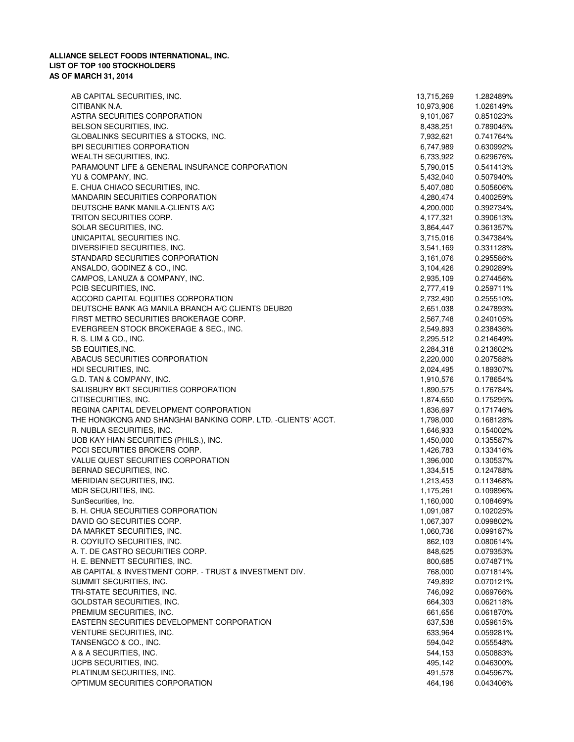**ALLIANCE SELECT FOODS INTERNATIONAL, INC.**
**LIST OF TOP 100 STOCKHOLDERS**
**AS OF MARCH 31, 2014**

| | | |
|---|---|---|
| AB CAPITAL SECURITIES, INC. | 13,715,269 | 1.282489% |
| CITIBANK N.A. | 10,973,906 | 1.026149% |
| ASTRA SECURITIES CORPORATION | 9,101,067 | 0.851023% |
| BELSON SECURITIES, INC. | 8,438,251 | 0.789045% |
| GLOBALINKS SECURITIES & STOCKS, INC. | 7,932,621 | 0.741764% |
| BPI SECURITIES CORPORATION | 6,747,989 | 0.630992% |
| WEALTH SECURITIES, INC. | 6,733,922 | 0.629676% |
| PARAMOUNT LIFE & GENERAL INSURANCE CORPORATION | 5,790,015 | 0.541413% |
| YU & COMPANY, INC. | 5,432,040 | 0.507940% |
| E. CHUA CHIACO SECURITIES, INC. | 5,407,080 | 0.505606% |
| MANDARIN SECURITIES CORPORATION | 4,280,474 | 0.400259% |
| DEUTSCHE BANK MANILA-CLIENTS A/C | 4,200,000 | 0.392734% |
| TRITON SECURITIES CORP. | 4,177,321 | 0.390613% |
| SOLAR SECURITIES, INC. | 3,864,447 | 0.361357% |
| UNICAPITAL SECURITIES INC. | 3,715,016 | 0.347384% |
| DIVERSIFIED SECURITIES, INC. | 3,541,169 | 0.331128% |
| STANDARD SECURITIES CORPORATION | 3,161,076 | 0.295586% |
| ANSALDO, GODINEZ & CO., INC. | 3,104,426 | 0.290289% |
| CAMPOS, LANUZA & COMPANY, INC. | 2,935,109 | 0.274456% |
| PCIB SECURITIES, INC. | 2,777,419 | 0.259711% |
| ACCORD CAPITAL EQUITIES CORPORATION | 2,732,490 | 0.255510% |
| DEUTSCHE BANK AG MANILA BRANCH A/C CLIENTS DEUB20 | 2,651,038 | 0.247893% |
| FIRST METRO SECURITIES BROKERAGE CORP. | 2,567,748 | 0.240105% |
| EVERGREEN STOCK BROKERAGE & SEC., INC. | 2,549,893 | 0.238436% |
| R. S. LIM & CO., INC. | 2,295,512 | 0.214649% |
| SB EQUITIES,INC. | 2,284,318 | 0.213602% |
| ABACUS SECURITIES CORPORATION | 2,220,000 | 0.207588% |
| HDI SECURITIES, INC. | 2,024,495 | 0.189307% |
| G.D. TAN & COMPANY, INC. | 1,910,576 | 0.178654% |
| SALISBURY BKT SECURITIES CORPORATION | 1,890,575 | 0.176784% |
| CITISECURITIES, INC. | 1,874,650 | 0.175295% |
| REGINA CAPITAL DEVELOPMENT CORPORATION | 1,836,697 | 0.171746% |
| THE HONGKONG AND SHANGHAI BANKING CORP. LTD. -CLIENTS' ACCT. | 1,798,000 | 0.168128% |
| R. NUBLA SECURITIES, INC. | 1,646,933 | 0.154002% |
| UOB KAY HIAN SECURITIES (PHILS.), INC. | 1,450,000 | 0.135587% |
| PCCI SECURITIES BROKERS CORP. | 1,426,783 | 0.133416% |
| VALUE QUEST SECURITIES CORPORATION | 1,396,000 | 0.130537% |
| BERNAD SECURITIES, INC. | 1,334,515 | 0.124788% |
| MERIDIAN SECURITIES, INC. | 1,213,453 | 0.113468% |
| MDR SECURITIES, INC. | 1,175,261 | 0.109896% |
| SunSecurities, Inc. | 1,160,000 | 0.108469% |
| B. H. CHUA SECURITIES CORPORATION | 1,091,087 | 0.102025% |
| DAVID GO SECURITIES CORP. | 1,067,307 | 0.099802% |
| DA MARKET SECURITIES, INC. | 1,060,736 | 0.099187% |
| R. COYIUTO SECURITIES, INC. | 862,103 | 0.080614% |
| A. T. DE CASTRO SECURITIES CORP. | 848,625 | 0.079353% |
| H. E. BENNETT SECURITIES, INC. | 800,685 | 0.074871% |
| AB CAPITAL & INVESTMENT CORP. - TRUST & INVESTMENT DIV. | 768,000 | 0.071814% |
| SUMMIT SECURITIES, INC. | 749,892 | 0.070121% |
| TRI-STATE SECURITIES, INC. | 746,092 | 0.069766% |
| GOLDSTAR SECURITIES, INC. | 664,303 | 0.062118% |
| PREMIUM SECURITIES, INC. | 661,656 | 0.061870% |
| EASTERN SECURITIES DEVELOPMENT CORPORATION | 637,538 | 0.059615% |
| VENTURE SECURITIES, INC. | 633,964 | 0.059281% |
| TANSENGCO & CO., INC. | 594,042 | 0.055548% |
| A & A SECURITIES, INC. | 544,153 | 0.050883% |
| UCPB SECURITIES, INC. | 495,142 | 0.046300% |
| PLATINUM SECURITIES, INC. | 491,578 | 0.045967% |
| OPTIMUM SECURITIES CORPORATION | 464,196 | 0.043406% |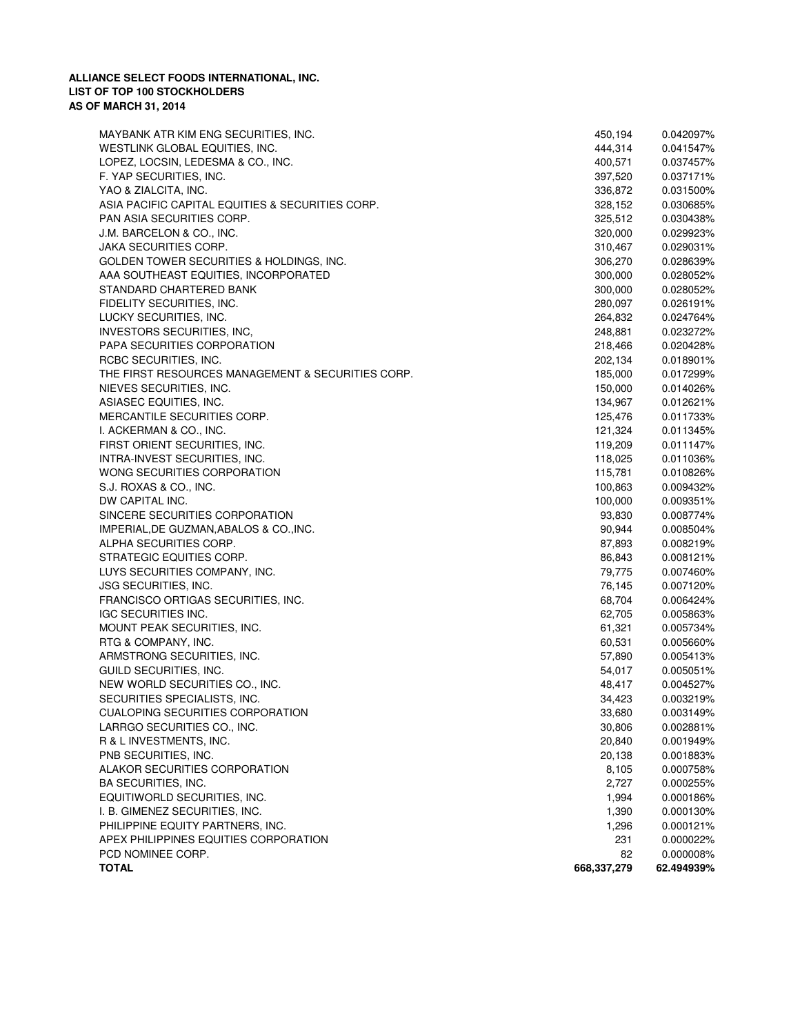**ALLIANCE SELECT FOODS INTERNATIONAL, INC.**
**LIST OF TOP 100 STOCKHOLDERS**
**AS OF MARCH 31, 2014**

| | | |
|---|---|---|
| MAYBANK ATR KIM ENG SECURITIES, INC. | 450,194 | 0.042097% |
| WESTLINK GLOBAL EQUITIES, INC. | 444,314 | 0.041547% |
| LOPEZ, LOCSIN, LEDESMA & CO., INC. | 400,571 | 0.037457% |
| F. YAP SECURITIES, INC. | 397,520 | 0.037171% |
| YAO & ZIALCITA, INC. | 336,872 | 0.031500% |
| ASIA PACIFIC CAPITAL EQUITIES & SECURITIES CORP. | 328,152 | 0.030685% |
| PAN ASIA SECURITIES CORP. | 325,512 | 0.030438% |
| J.M. BARCELON & CO., INC. | 320,000 | 0.029923% |
| JAKA SECURITIES CORP. | 310,467 | 0.029031% |
| GOLDEN TOWER SECURITIES & HOLDINGS, INC. | 306,270 | 0.028639% |
| AAA SOUTHEAST EQUITIES, INCORPORATED | 300,000 | 0.028052% |
| STANDARD CHARTERED BANK | 300,000 | 0.028052% |
| FIDELITY SECURITIES, INC. | 280,097 | 0.026191% |
| LUCKY SECURITIES, INC. | 264,832 | 0.024764% |
| INVESTORS SECURITIES, INC, | 248,881 | 0.023272% |
| PAPA SECURITIES CORPORATION | 218,466 | 0.020428% |
| RCBC SECURITIES, INC. | 202,134 | 0.018901% |
| THE FIRST RESOURCES MANAGEMENT & SECURITIES CORP. | 185,000 | 0.017299% |
| NIEVES SECURITIES, INC. | 150,000 | 0.014026% |
| ASIASEC EQUITIES, INC. | 134,967 | 0.012621% |
| MERCANTILE SECURITIES CORP. | 125,476 | 0.011733% |
| I. ACKERMAN & CO., INC. | 121,324 | 0.011345% |
| FIRST ORIENT SECURITIES, INC. | 119,209 | 0.011147% |
| INTRA-INVEST SECURITIES, INC. | 118,025 | 0.011036% |
| WONG SECURITIES CORPORATION | 115,781 | 0.010826% |
| S.J. ROXAS & CO., INC. | 100,863 | 0.009432% |
| DW CAPITAL INC. | 100,000 | 0.009351% |
| SINCERE SECURITIES CORPORATION | 93,830 | 0.008774% |
| IMPERIAL,DE GUZMAN,ABALOS & CO.,INC. | 90,944 | 0.008504% |
| ALPHA SECURITIES CORP. | 87,893 | 0.008219% |
| STRATEGIC EQUITIES CORP. | 86,843 | 0.008121% |
| LUYS SECURITIES COMPANY, INC. | 79,775 | 0.007460% |
| JSG SECURITIES, INC. | 76,145 | 0.007120% |
| FRANCISCO ORTIGAS SECURITIES, INC. | 68,704 | 0.006424% |
| IGC SECURITIES INC. | 62,705 | 0.005863% |
| MOUNT PEAK SECURITIES, INC. | 61,321 | 0.005734% |
| RTG & COMPANY, INC. | 60,531 | 0.005660% |
| ARMSTRONG SECURITIES, INC. | 57,890 | 0.005413% |
| GUILD SECURITIES, INC. | 54,017 | 0.005051% |
| NEW WORLD SECURITIES CO., INC. | 48,417 | 0.004527% |
| SECURITIES SPECIALISTS, INC. | 34,423 | 0.003219% |
| CUALOPING SECURITIES CORPORATION | 33,680 | 0.003149% |
| LARRGO SECURITIES CO., INC. | 30,806 | 0.002881% |
| R & L INVESTMENTS, INC. | 20,840 | 0.001949% |
| PNB SECURITIES, INC. | 20,138 | 0.001883% |
| ALAKOR SECURITIES CORPORATION | 8,105 | 0.000758% |
| BA SECURITIES, INC. | 2,727 | 0.000255% |
| EQUITIWORLD SECURITIES, INC. | 1,994 | 0.000186% |
| I. B. GIMENEZ SECURITIES, INC. | 1,390 | 0.000130% |
| PHILIPPINE EQUITY PARTNERS, INC. | 1,296 | 0.000121% |
| APEX PHILIPPINES EQUITIES CORPORATION | 231 | 0.000022% |
| PCD NOMINEE CORP. | 82 | 0.000008% |
| **TOTAL** | **668,337,279** | **62.494939%** |